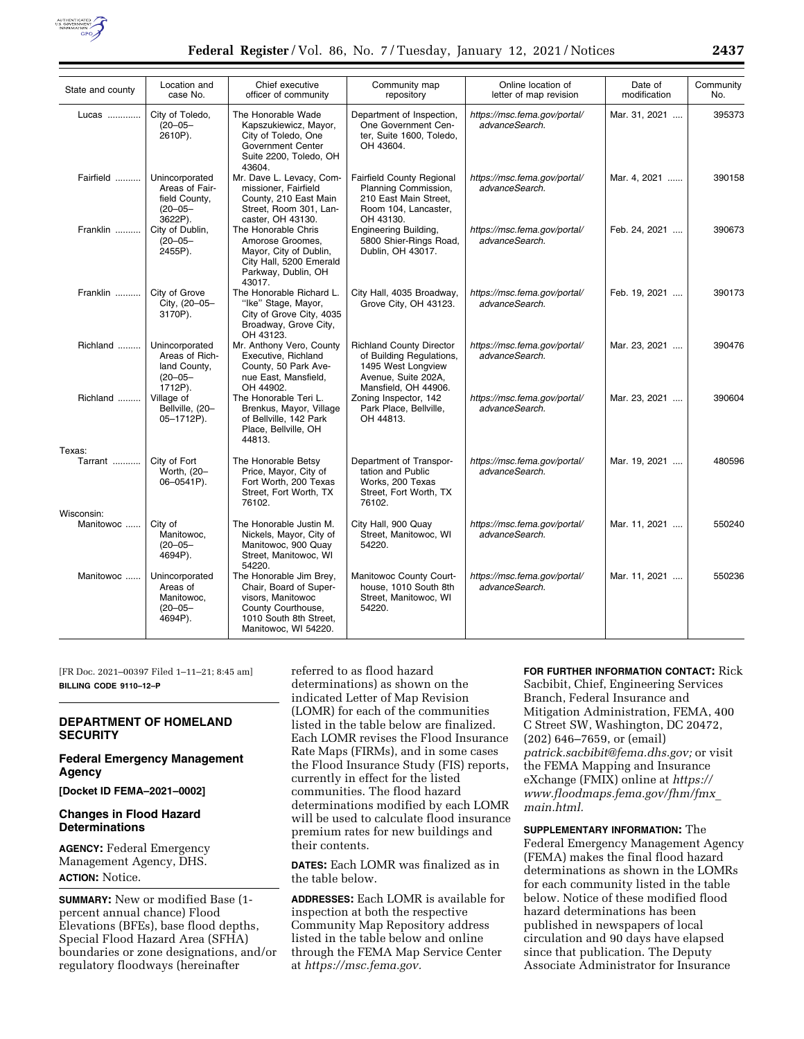| State and county | Location and case No. | Chief executive officer of community | Community map repository | Online location of letter of map revision | Date of modification | Community No. |
|---|---|---|---|---|---|---|
| Lucas | City of Toledo, (20–05–2610P). | The Honorable Wade Kapszukiewicz, Mayor, City of Toledo, One Government Center Suite 2200, Toledo, OH 43604. | Department of Inspection, One Government Center, Suite 1600, Toledo, OH 43604. | *https://msc.fema.gov/portal/advanceSearch.* | Mar. 31, 2021 | 395373 |
| Fairfield | Unincorporated Areas of Fairfield County, (20–05–3622P). | Mr. Dave L. Levacy, Commissioner, Fairfield County, 210 East Main Street, Room 301, Lancaster, OH 43130. | Fairfield County Regional Planning Commission, 210 East Main Street, Room 104, Lancaster, OH 43130. | *https://msc.fema.gov/portal/advanceSearch.* | Mar. 4, 2021 | 390158 |
| Franklin | City of Dublin, (20–05–2455P). | The Honorable Chris Amorose Groomes, Mayor, City of Dublin, City Hall, 5200 Emerald Parkway, Dublin, OH 43017. | Engineering Building, 5800 Shier-Rings Road, Dublin, OH 43017. | *https://msc.fema.gov/portal/advanceSearch.* | Feb. 24, 2021 | 390673 |
| Franklin | City of Grove City, (20–05–3170P). | The Honorable Richard L. "Ike" Stage, Mayor, City of Grove City, 4035 Broadway, Grove City, OH 43123. | City Hall, 4035 Broadway, Grove City, OH 43123. | *https://msc.fema.gov/portal/advanceSearch.* | Feb. 19, 2021 | 390173 |
| Richland | Unincorporated Areas of Richland County, (20–05–1712P). | Mr. Anthony Vero, County Executive, Richland County, 50 Park Avenue East, Mansfield, OH 44902. | Richland County Director of Building Regulations, 1495 West Longview Avenue, Suite 202A, Mansfield, OH 44906. | *https://msc.fema.gov/portal/advanceSearch.* | Mar. 23, 2021 | 390476 |
| Richland | Village of Bellville, (20–05–1712P). | The Honorable Teri L. Brenkus, Mayor, Village of Bellville, 142 Park Place, Bellville, OH 44813. | Zoning Inspector, 142 Park Place, Bellville, OH 44813. | *https://msc.fema.gov/portal/advanceSearch.* | Mar. 23, 2021 | 390604 |
| Texas: | | | | | | |
| Tarrant | City of Fort Worth, (20–06–0541P). | The Honorable Betsy Price, Mayor, City of Fort Worth, 200 Texas Street, Fort Worth, TX 76102. | Department of Transportation and Public Works, 200 Texas Street, Fort Worth, TX 76102. | *https://msc.fema.gov/portal/advanceSearch.* | Mar. 19, 2021 | 480596 |
| Wisconsin: | | | | | | |
| Manitowoc | City of Manitowoc, (20–05–4694P). | The Honorable Justin M. Nickels, Mayor, City of Manitowoc, 900 Quay Street, Manitowoc, WI 54220. | City Hall, 900 Quay Street, Manitowoc, WI 54220. | *https://msc.fema.gov/portal/advanceSearch.* | Mar. 11, 2021 | 550240 |
| Manitowoc | Unincorporated Areas of Manitowoc, (20–05–4694P). | The Honorable Jim Brey, Chair, Board of Supervisors, Manitowoc County Courthouse, 1010 South 8th Street, Manitowoc, WI 54220. | Manitowoc County Courthouse, 1010 South 8th Street, Manitowoc, WI 54220. | *https://msc.fema.gov/portal/advanceSearch.* | Mar. 11, 2021 | 550236 |

[FR Doc. 2021–00397 Filed 1–11–21; 8:45 am]

**BILLING CODE 9110–12–P**

## DEPARTMENT OF HOMELAND SECURITY

### Federal Emergency Management Agency

**[Docket ID FEMA–2021–0002]**

### Changes in Flood Hazard Determinations

**AGENCY:** Federal Emergency Management Agency, DHS.

**ACTION:** Notice.

**SUMMARY:** New or modified Base (1-percent annual chance) Flood Elevations (BFEs), base flood depths, Special Flood Hazard Area (SFHA) boundaries or zone designations, and/or regulatory floodways (hereinafter referred to as flood hazard determinations) as shown on the indicated Letter of Map Revision (LOMR) for each of the communities listed in the table below are finalized. Each LOMR revises the Flood Insurance Rate Maps (FIRMs), and in some cases the Flood Insurance Study (FIS) reports, currently in effect for the listed communities. The flood hazard determinations modified by each LOMR will be used to calculate flood insurance premium rates for new buildings and their contents.

**DATES:** Each LOMR was finalized as in the table below.

**ADDRESSES:** Each LOMR is available for inspection at both the respective Community Map Repository address listed in the table below and online through the FEMA Map Service Center at *https://msc.fema.gov.*

**FOR FURTHER INFORMATION CONTACT:** Rick Sacbibit, Chief, Engineering Services Branch, Federal Insurance and Mitigation Administration, FEMA, 400 C Street SW, Washington, DC 20472, (202) 646–7659, or (email) *patrick.sacbibit@fema.dhs.gov;* or visit the FEMA Mapping and Insurance eXchange (FMIX) online at *https://www.floodmaps.fema.gov/fhm/fmx_main.html.*

**SUPPLEMENTARY INFORMATION:** The Federal Emergency Management Agency (FEMA) makes the final flood hazard determinations as shown in the LOMRs for each community listed in the table below. Notice of these modified flood hazard determinations has been published in newspapers of local circulation and 90 days have elapsed since that publication. The Deputy Associate Administrator for Insurance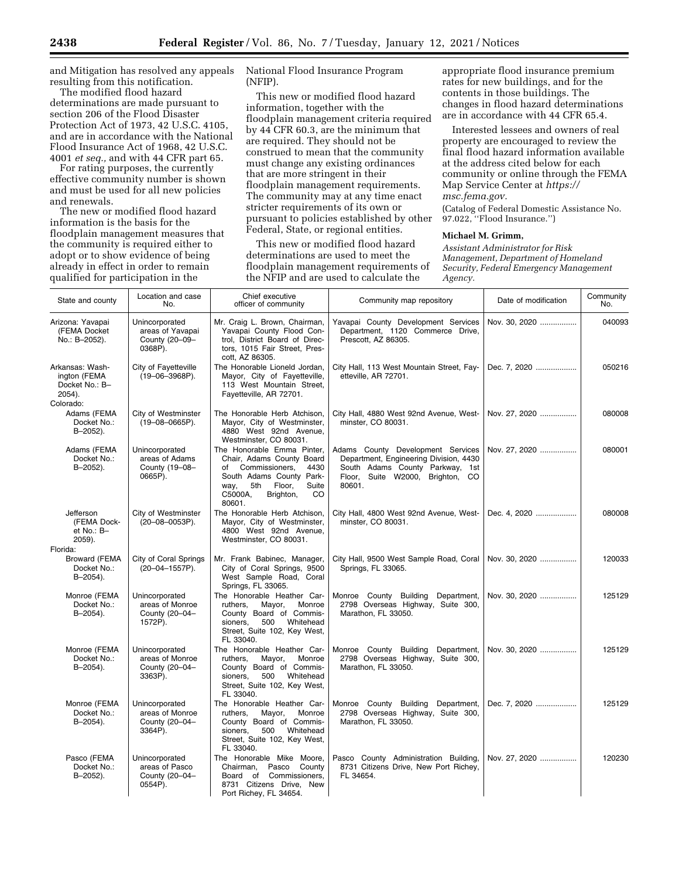and Mitigation has resolved any appeals resulting from this notification.

The modified flood hazard determinations are made pursuant to section 206 of the Flood Disaster Protection Act of 1973, 42 U.S.C. 4105, and are in accordance with the National Flood Insurance Act of 1968, 42 U.S.C. 4001 *et seq.,* and with 44 CFR part 65.

For rating purposes, the currently effective community number is shown and must be used for all new policies and renewals.

The new or modified flood hazard information is the basis for the floodplain management measures that the community is required either to adopt or to show evidence of being already in effect in order to remain qualified for participation in the National Flood Insurance Program (NFIP).

This new or modified flood hazard information, together with the floodplain management criteria required by 44 CFR 60.3, are the minimum that are required. They should not be construed to mean that the community must change any existing ordinances that are more stringent in their floodplain management requirements. The community may at any time enact stricter requirements of its own or pursuant to policies established by other Federal, State, or regional entities.

This new or modified flood hazard determinations are used to meet the floodplain management requirements of the NFIP and are used to calculate the appropriate flood insurance premium rates for new buildings, and for the contents in those buildings. The changes in flood hazard determinations are in accordance with 44 CFR 65.4.

Interested lessees and owners of real property are encouraged to review the final flood hazard information available at the address cited below for each community or online through the FEMA Map Service Center at *https://msc.fema.gov.*

(Catalog of Federal Domestic Assistance No. 97.022, "Flood Insurance.")

**Michael M. Grimm,**

*Assistant Administrator for Risk Management, Department of Homeland Security, Federal Emergency Management Agency.*

| State and county | Location and case No. | Chief executive officer of community | Community map repository | Date of modification | Community No. |
|---|---|---|---|---|---|
| Arizona: Yavapai (FEMA Docket No.: B–2052). | Unincorporated areas of Yavapai County (20–09–0368P). | Mr. Craig L. Brown, Chairman, Yavapai County Flood Control, District Board of Directors, 1015 Fair Street, Prescott, AZ 86305. | Yavapai County Development Services Department, 1120 Commerce Drive, Prescott, AZ 86305. | Nov. 30, 2020 | 040093 |
| Arkansas: Washington (FEMA Docket No.: B–2054). | City of Fayetteville (19–06–3968P). | The Honorable Lioneld Jordan, Mayor, City of Fayetteville, 113 West Mountain Street, Fayetteville, AR 72701. | City Hall, 113 West Mountain Street, Fayetteville, AR 72701. | Dec. 7, 2020 | 050216 |
| Colorado: | | | | | |
| Adams (FEMA Docket No.: B–2052). | City of Westminster (19–08–0665P). | The Honorable Herb Atchison, Mayor, City of Westminster, 4880 West 92nd Avenue, Westminster, CO 80031. | City Hall, 4880 West 92nd Avenue, Westminster, CO 80031. | Nov. 27, 2020 | 080008 |
| Adams (FEMA Docket No.: B–2052). | Unincorporated areas of Adams County (19–08–0665P). | The Honorable Emma Pinter, Chair, Adams County Board of Commissioners, 4430 South Adams County Parkway, 5th Floor, Suite C5000A, Brighton, CO 80601. | Adams County Development Services Department, Engineering Division, 4430 South Adams County Parkway, 1st Floor, Suite W2000, Brighton, CO 80601. | Nov. 27, 2020 | 080001 |
| Jefferson (FEMA Docket No.: B–2059). | City of Westminster (20–08–0053P). | The Honorable Herb Atchison, Mayor, City of Westminster, 4800 West 92nd Avenue, Westminster, CO 80031. | City Hall, 4800 West 92nd Avenue, Westminster, CO 80031. | Dec. 4, 2020 | 080008 |
| Florida: | | | | | |
| Broward (FEMA Docket No.: B–2054). | City of Coral Springs (20–04–1557P). | Mr. Frank Babinec, Manager, City of Coral Springs, 9500 West Sample Road, Coral Springs, FL 33065. | City Hall, 9500 West Sample Road, Coral Springs, FL 33065. | Nov. 30, 2020 | 120033 |
| Monroe (FEMA Docket No.: B–2054). | Unincorporated areas of Monroe County (20–04–1572P). | The Honorable Heather Carruthers, Mayor, Monroe County Board of Commissioners, 500 Whitehead Street, Suite 102, Key West, FL 33040. | Monroe County Building Department, 2798 Overseas Highway, Suite 300, Marathon, FL 33050. | Nov. 30, 2020 | 125129 |
| Monroe (FEMA Docket No.: B–2054). | Unincorporated areas of Monroe County (20–04–3363P). | The Honorable Heather Carruthers, Mayor, Monroe County Board of Commissioners, 500 Whitehead Street, Suite 102, Key West, FL 33040. | Monroe County Building Department, 2798 Overseas Highway, Suite 300, Marathon, FL 33050. | Nov. 30, 2020 | 125129 |
| Monroe (FEMA Docket No.: B–2054). | Unincorporated areas of Monroe County (20–04–3364P). | The Honorable Heather Carruthers, Mayor, Monroe County Board of Commissioners, 500 Whitehead Street, Suite 102, Key West, FL 33040. | Monroe County Building Department, 2798 Overseas Highway, Suite 300, Marathon, FL 33050. | Dec. 7, 2020 | 125129 |
| Pasco (FEMA Docket No.: B–2052). | Unincorporated areas of Pasco County (20–04–0554P). | The Honorable Mike Moore, Chairman, Pasco County Board of Commissioners, 8731 Citizens Drive, New Port Richey, FL 34654. | Pasco County Administration Building, 8731 Citizens Drive, New Port Richey, FL 34654. | Nov. 27, 2020 | 120230 |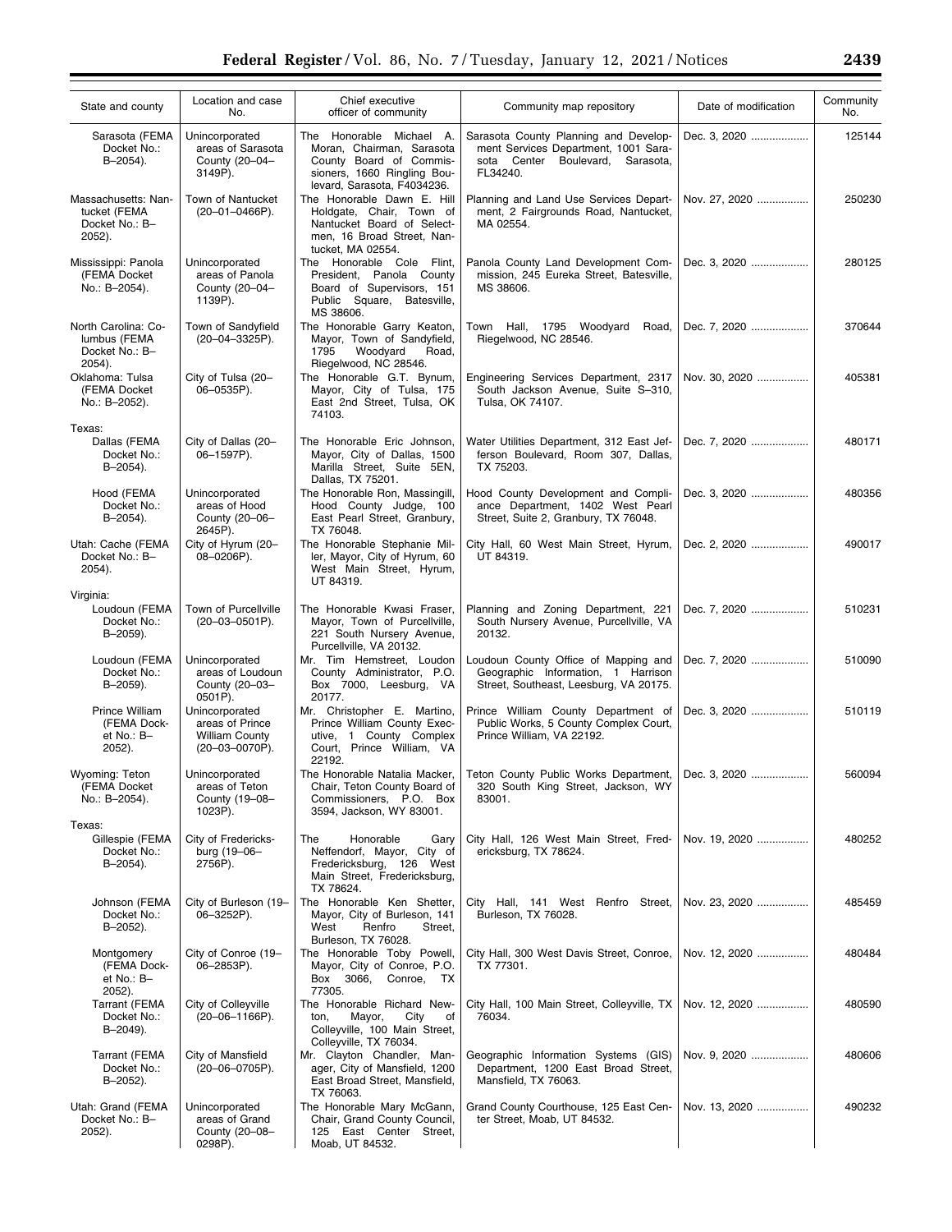| State and county | Location and case No. | Chief executive officer of community | Community map repository | Date of modification | Community No. |
|---|---|---|---|---|---|
| Sarasota (FEMA Docket No.: B–2054). | Unincorporated areas of Sarasota County (20–04–3149P). | The Honorable Michael A. Moran, Chairman, Sarasota County Board of Commissioners, 1660 Ringling Boulevard, Sarasota, F4034236. | Sarasota County Planning and Development Services Department, 1001 Sarasota Center Boulevard, Sarasota, FL34240. | Dec. 3, 2020 | 125144 |
| Massachusetts: Nantucket (FEMA Docket No.: B–2052). | Town of Nantucket (20–01–0466P). | The Honorable Dawn E. Hill Holdgate, Chair, Town of Nantucket Board of Selectmen, 16 Broad Street, Nantucket, MA 02554. | Planning and Land Use Services Department, 2 Fairgrounds Road, Nantucket, MA 02554. | Nov. 27, 2020 | 250230 |
| Mississippi: Panola (FEMA Docket No.: B–2054). | Unincorporated areas of Panola County (20–04–1139P). | The Honorable Cole Flint, President, Panola County Board of Supervisors, 151 Public Square, Batesville, MS 38606. | Panola County Land Development Commission, 245 Eureka Street, Batesville, MS 38606. | Dec. 3, 2020 | 280125 |
| North Carolina: Columbus (FEMA Docket No.: B–2054). | Town of Sandyfield (20–04–3325P). | The Honorable Garry Keaton, Mayor, Town of Sandyfield, 1795 Woodyard Road, Riegelwood, NC 28546. | Town Hall, 1795 Woodyard Road, Riegelwood, NC 28546. | Dec. 7, 2020 | 370644 |
| Oklahoma: Tulsa (FEMA Docket No.: B–2052). | City of Tulsa (20–06–0535P). | The Honorable G.T. Bynum, Mayor, City of Tulsa, 175 East 2nd Street, Tulsa, OK 74103. | Engineering Services Department, 2317 South Jackson Avenue, Suite S–310, Tulsa, OK 74107. | Nov. 30, 2020 | 405381 |
| Texas: | | | | | |
| Dallas (FEMA Docket No.: B–2054). | City of Dallas (20–06–1597P). | The Honorable Eric Johnson, Mayor, City of Dallas, 1500 Marilla Street, Suite 5EN, Dallas, TX 75201. | Water Utilities Department, 312 East Jefferson Boulevard, Room 307, Dallas, TX 75203. | Dec. 7, 2020 | 480171 |
| Hood (FEMA Docket No.: B–2054). | Unincorporated areas of Hood County (20–06–2645P). | The Honorable Ron, Massingill, Hood County Judge, 100 East Pearl Street, Granbury, TX 76048. | Hood County Development and Compliance Department, 1402 West Pearl Street, Suite 2, Granbury, TX 76048. | Dec. 3, 2020 | 480356 |
| Utah: Cache (FEMA Docket No.: B–2054). | City of Hyrum (20–08–0206P). | The Honorable Stephanie Miller, Mayor, City of Hyrum, 60 West Main Street, Hyrum, UT 84319. | City Hall, 60 West Main Street, Hyrum, UT 84319. | Dec. 2, 2020 | 490017 |
| Virginia: | | | | | |
| Loudoun (FEMA Docket No.: B–2059). | Town of Purcellville (20–03–0501P). | The Honorable Kwasi Fraser, Mayor, Town of Purcellville, 221 South Nursery Avenue, Purcellville, VA 20132. | Planning and Zoning Department, 221 South Nursery Avenue, Purcellville, VA 20132. | Dec. 7, 2020 | 510231 |
| Loudoun (FEMA Docket No.: B–2059). | Unincorporated areas of Loudoun County (20–03–0501P). | Mr. Tim Hemstreet, Loudoun County Administrator, P.O. Box 7000, Leesburg, VA 20177. | Loudoun County Office of Mapping and Geographic Information, 1 Harrison Street, Southeast, Leesburg, VA 20175. | Dec. 7, 2020 | 510090 |
| Prince William (FEMA Docket No.: B–2052). | Unincorporated areas of Prince William County (20–03–0070P). | Mr. Christopher E. Martino, Prince William County Executive, 1 County Complex Court, Prince William, VA 22192. | Prince William County Department of Public Works, 5 County Complex Court, Prince William, VA 22192. | Dec. 3, 2020 | 510119 |
| Wyoming: Teton (FEMA Docket No.: B–2054). | Unincorporated areas of Teton County (19–08–1023P). | The Honorable Natalia Macker, Chair, Teton County Board of Commissioners, P.O. Box 3594, Jackson, WY 83001. | Teton County Public Works Department, 320 South King Street, Jackson, WY 83001. | Dec. 3, 2020 | 560094 |
| Texas: | | | | | |
| Gillespie (FEMA Docket No.: B–2054). | City of Fredericksburg (19–06–2756P). | The Honorable Gary Neffendorf, Mayor, City of Fredericksburg, 126 West Main Street, Fredericksburg, TX 78624. | City Hall, 126 West Main Street, Fredericksburg, TX 78624. | Nov. 19, 2020 | 480252 |
| Johnson (FEMA Docket No.: B–2052). | City of Burleson (19–06–3252P). | The Honorable Ken Shetter, Mayor, City of Burleson, 141 West Renfro Street, Burleson, TX 76028. | City Hall, 141 West Renfro Street, Burleson, TX 76028. | Nov. 23, 2020 | 485459 |
| Montgomery (FEMA Docket No.: B–2052). | City of Conroe (19–06–2853P). | The Honorable Toby Powell, Mayor, City of Conroe, P.O. Box 3066, Conroe, TX 77305. | City Hall, 300 West Davis Street, Conroe, TX 77301. | Nov. 12, 2020 | 480484 |
| Tarrant (FEMA Docket No.: B–2049). | City of Colleyville (20–06–1166P). | The Honorable Richard Newton, Mayor, City of Colleyville, 100 Main Street, Colleyville, TX 76034. | City Hall, 100 Main Street, Colleyville, TX 76034. | Nov. 12, 2020 | 480590 |
| Tarrant (FEMA Docket No.: B–2052). | City of Mansfield (20–06–0705P). | Mr. Clayton Chandler, Manager, City of Mansfield, 1200 East Broad Street, Mansfield, TX 76063. | Geographic Information Systems (GIS) Department, 1200 East Broad Street, Mansfield, TX 76063. | Nov. 9, 2020 | 480606 |
| Utah: Grand (FEMA Docket No.: B–2052). | Unincorporated areas of Grand County (20–08–0298P). | The Honorable Mary McGann, Chair, Grand County Council, 125 East Center Street, Moab, UT 84532. | Grand County Courthouse, 125 East Center Street, Moab, UT 84532. | Nov. 13, 2020 | 490232 |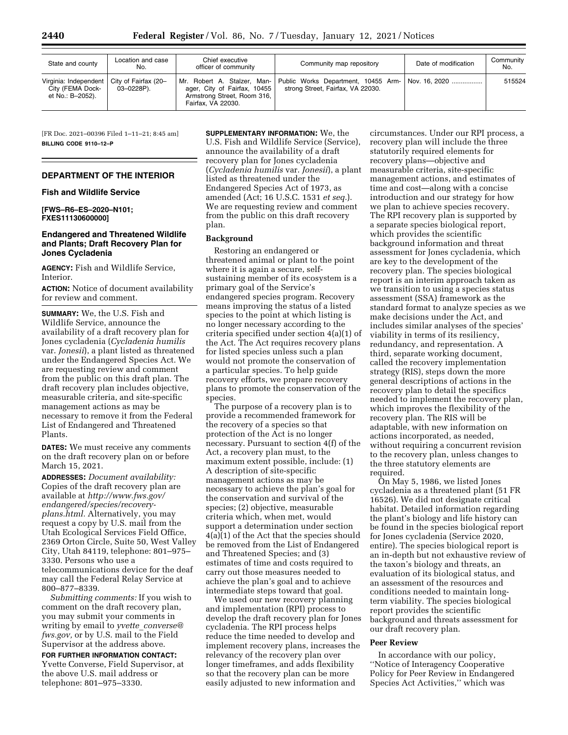| State and county | Location and case No. | Chief executive officer of community | Community map repository | Date of modification | Community No. |
| --- | --- | --- | --- | --- | --- |
| Virginia: Independent City (FEMA Docket No.: B–2052). | City of Fairfax (20–03–0228P). | Mr. Robert A. Stalzer, Manager, City of Fairfax, 10455 Armstrong Street, Room 316, Fairfax, VA 22030. | Public Works Department, 10455 Armstrong Street, Fairfax, VA 22030. | Nov. 16, 2020 ................ | 515524 |

[FR Doc. 2021–00396 Filed 1–11–21; 8:45 am]

**BILLING CODE 9110–12–P**

## DEPARTMENT OF THE INTERIOR

### Fish and Wildlife Service

**[FWS–R6–ES–2020–N101; FXES11130600000]**

### Endangered and Threatened Wildlife and Plants; Draft Recovery Plan for Jones Cycladenia

**AGENCY:** Fish and Wildlife Service, Interior.

**ACTION:** Notice of document availability for review and comment.

**SUMMARY:** We, the U.S. Fish and Wildlife Service, announce the availability of a draft recovery plan for Jones cycladenia (*Cycladenia humilis* var. *Jonesii*), a plant listed as threatened under the Endangered Species Act. We are requesting review and comment from the public on this draft plan. The draft recovery plan includes objective, measurable criteria, and site-specific management actions as may be necessary to remove it from the Federal List of Endangered and Threatened Plants.

**DATES:** We must receive any comments on the draft recovery plan on or before March 15, 2021.

**ADDRESSES:** *Document availability:* Copies of the draft recovery plan are available at *http://www.fws.gov/endangered/species/recovery-plans.html.* Alternatively, you may request a copy by U.S. mail from the Utah Ecological Services Field Office, 2369 Orton Circle, Suite 50, West Valley City, Utah 84119, telephone: 801–975–3330. Persons who use a telecommunications device for the deaf may call the Federal Relay Service at 800–877–8339.

*Submitting comments:* If you wish to comment on the draft recovery plan, you may submit your comments in writing by email to *yvette_converse@fws.gov,* or by U.S. mail to the Field Supervisor at the address above.

**FOR FURTHER INFORMATION CONTACT:** Yvette Converse, Field Supervisor, at the above U.S. mail address or telephone: 801–975–3330.

**SUPPLEMENTARY INFORMATION:** We, the U.S. Fish and Wildlife Service (Service), announce the availability of a draft recovery plan for Jones cycladenia (*Cycladenia humilis* var. *Jonesii*), a plant listed as threatened under the Endangered Species Act of 1973, as amended (Act; 16 U.S.C. 1531 *et seq.*). We are requesting review and comment from the public on this draft recovery plan.

#### Background

Restoring an endangered or threatened animal or plant to the point where it is again a secure, self-sustaining member of its ecosystem is a primary goal of the Service's endangered species program. Recovery means improving the status of a listed species to the point at which listing is no longer necessary according to the criteria specified under section 4(a)(1) of the Act. The Act requires recovery plans for listed species unless such a plan would not promote the conservation of a particular species. To help guide recovery efforts, we prepare recovery plans to promote the conservation of the species.

The purpose of a recovery plan is to provide a recommended framework for the recovery of a species so that protection of the Act is no longer necessary. Pursuant to section 4(f) of the Act, a recovery plan must, to the maximum extent possible, include: (1) A description of site-specific management actions as may be necessary to achieve the plan's goal for the conservation and survival of the species; (2) objective, measurable criteria which, when met, would support a determination under section 4(a)(1) of the Act that the species should be removed from the List of Endangered and Threatened Species; and (3) estimates of time and costs required to carry out those measures needed to achieve the plan's goal and to achieve intermediate steps toward that goal.

We used our new recovery planning and implementation (RPI) process to develop the draft recovery plan for Jones cycladenia. The RPI process helps reduce the time needed to develop and implement recovery plans, increases the relevancy of the recovery plan over longer timeframes, and adds flexibility so that the recovery plan can be more easily adjusted to new information and circumstances. Under our RPI process, a recovery plan will include the three statutorily required elements for recovery plans—objective and measurable criteria, site-specific management actions, and estimates of time and cost—along with a concise introduction and our strategy for how we plan to achieve species recovery. The RPI recovery plan is supported by a separate species biological report, which provides the scientific background information and threat assessment for Jones cycladenia, which are key to the development of the recovery plan. The species biological report is an interim approach taken as we transition to using a species status assessment (SSA) framework as the standard format to analyze species as we make decisions under the Act, and includes similar analyses of the species' viability in terms of its resiliency, redundancy, and representation. A third, separate working document, called the recovery implementation strategy (RIS), steps down the more general descriptions of actions in the recovery plan to detail the specifics needed to implement the recovery plan, which improves the flexibility of the recovery plan. The RIS will be adaptable, with new information on actions incorporated, as needed, without requiring a concurrent revision to the recovery plan, unless changes to the three statutory elements are required.

On May 5, 1986, we listed Jones cycladenia as a threatened plant (51 FR 16526). We did not designate critical habitat. Detailed information regarding the plant's biology and life history can be found in the species biological report for Jones cycladenia (Service 2020, entire). The species biological report is an in-depth but not exhaustive review of the taxon's biology and threats, an evaluation of its biological status, and an assessment of the resources and conditions needed to maintain long-term viability. The species biological report provides the scientific background and threats assessment for our draft recovery plan.

#### Peer Review

In accordance with our policy, ''Notice of Interagency Cooperative Policy for Peer Review in Endangered Species Act Activities,'' which was